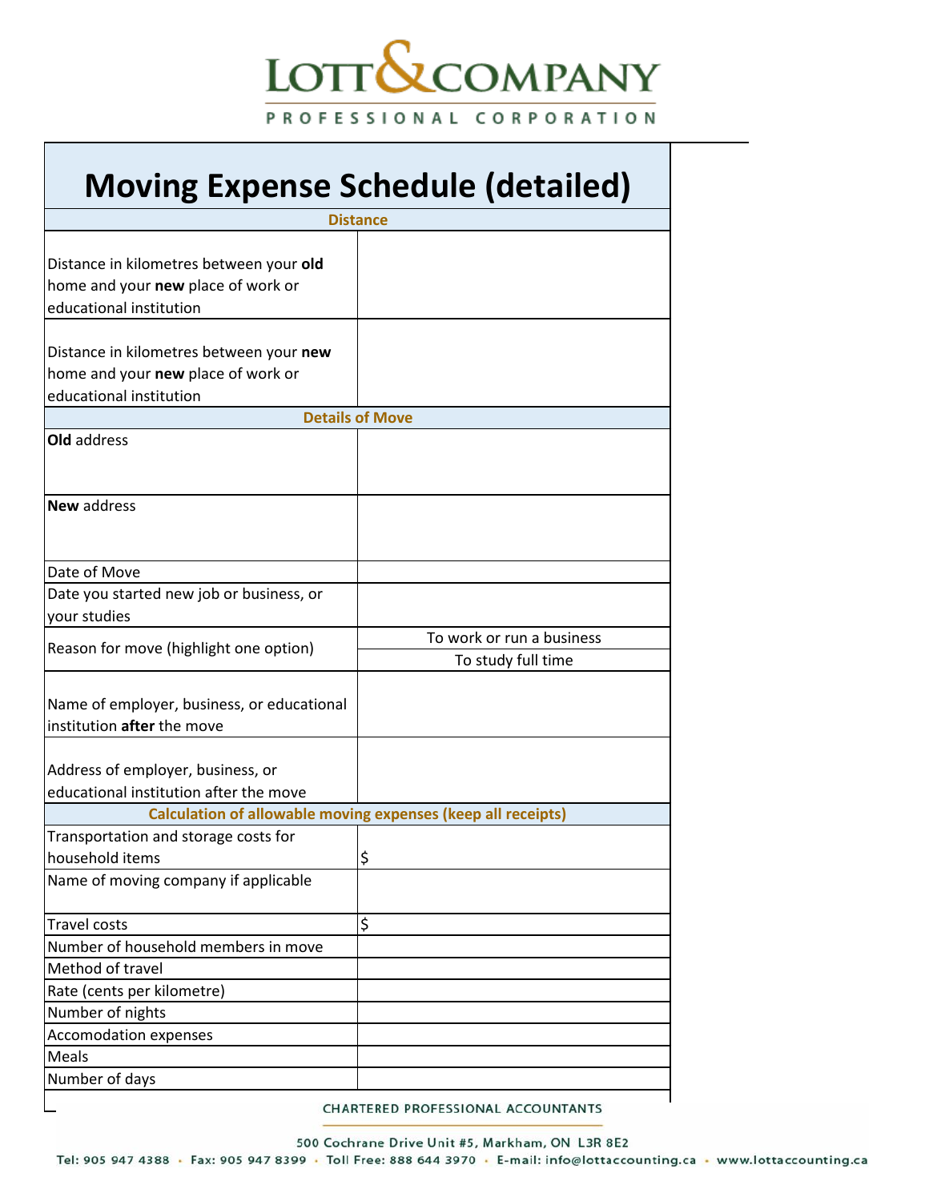LOTT & COMPANY

PROFESSIONAL CORPORATION

# Moving Expense Schedule (detailed)

| **Distance** | |
|---|---|
| Distance in kilometres between your **old** home and your **new** place of work or educational institution | |
| Distance in kilometres between your **new** home and your **new** place of work or educational institution | |
| **Details of Move** | |
| **Old** address | |
| **New** address | |
| Date of Move | |
| Date you started new job or business, or your studies | |
| Reason for move (highlight one option) | To work or run a business |
| | To study full time |
| Name of employer, business, or educational institution **after** the move | |
| Address of employer, business, or educational institution after the move | |
| **Calculation of allowable moving expenses (keep all receipts)** | |
| Transportation and storage costs for household items | $ |
| Name of moving company if applicable | |
| Travel costs | $ |
| Number of household members in move | |
| Method of travel | |
| Rate (cents per kilometre) | |
| Number of nights | |
| Accomodation expenses | |
| Meals | |
| Number of days | |

CHARTERED PROFESSIONAL ACCOUNTANTS

500 Cochrane Drive Unit #5, Markham, ON L3R 8E2

Tel: 905 947 4388 • Fax: 905 947 8399 • Toll Free: 888 644 3970 • E-mail: info@lottaccounting.ca • www.lottaccounting.ca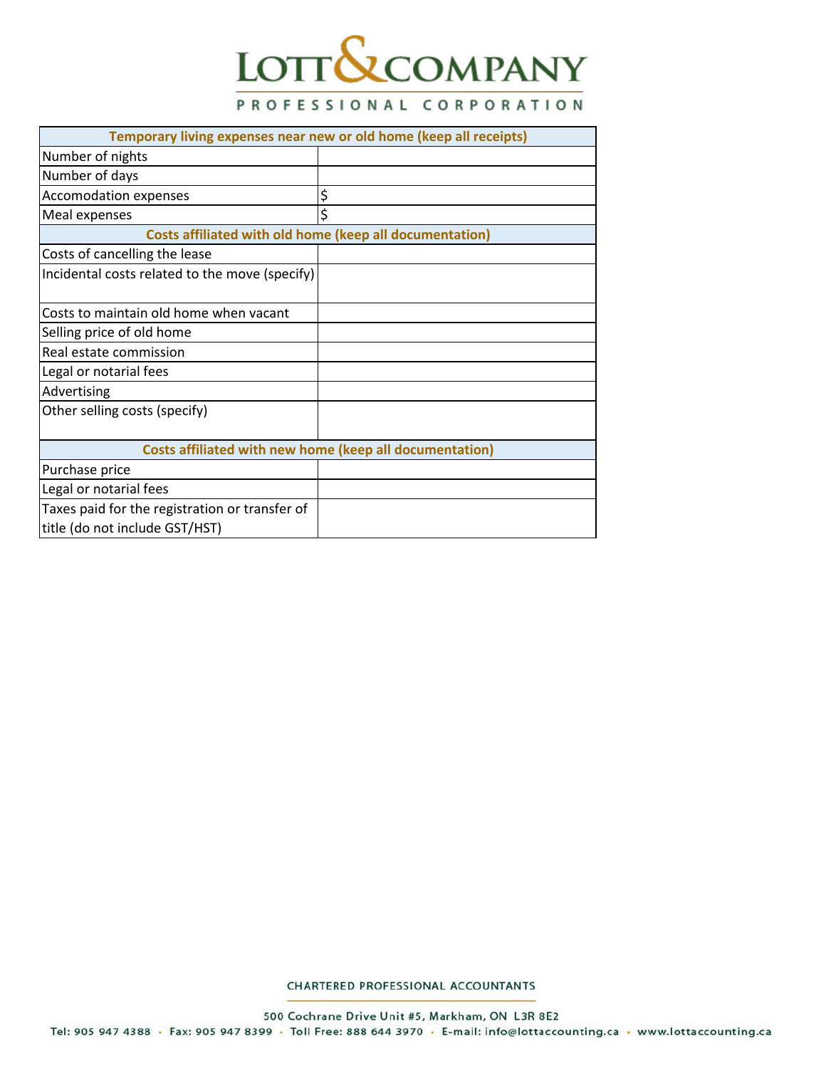# LOTT & COMPANY

PROFESSIONAL CORPORATION

| Temporary living expenses near new or old home (keep all receipts) | |
|---|---|
| Number of nights | |
| Number of days | |
| Accomodation expenses | $ |
| Meal expenses | $ |
| **Costs affiliated with old home (keep all documentation)** | |
| Costs of cancelling the lease | |
| Incidental costs related to the move (specify) | |
| Costs to maintain old home when vacant | |
| Selling price of old home | |
| Real estate commission | |
| Legal or notarial fees | |
| Advertising | |
| Other selling costs (specify) | |
| **Costs affiliated with new home (keep all documentation)** | |
| Purchase price | |
| Legal or notarial fees | |
| Taxes paid for the registration or transfer of title (do not include GST/HST) | |

CHARTERED PROFESSIONAL ACCOUNTANTS

500 Cochrane Drive Unit #5, Markham, ON L3R 8E2

Tel: 905 947 4388 • Fax: 905 947 8399 • Toll Free: 888 644 3970 • E-mail: info@lottaccounting.ca • www.lottaccounting.ca